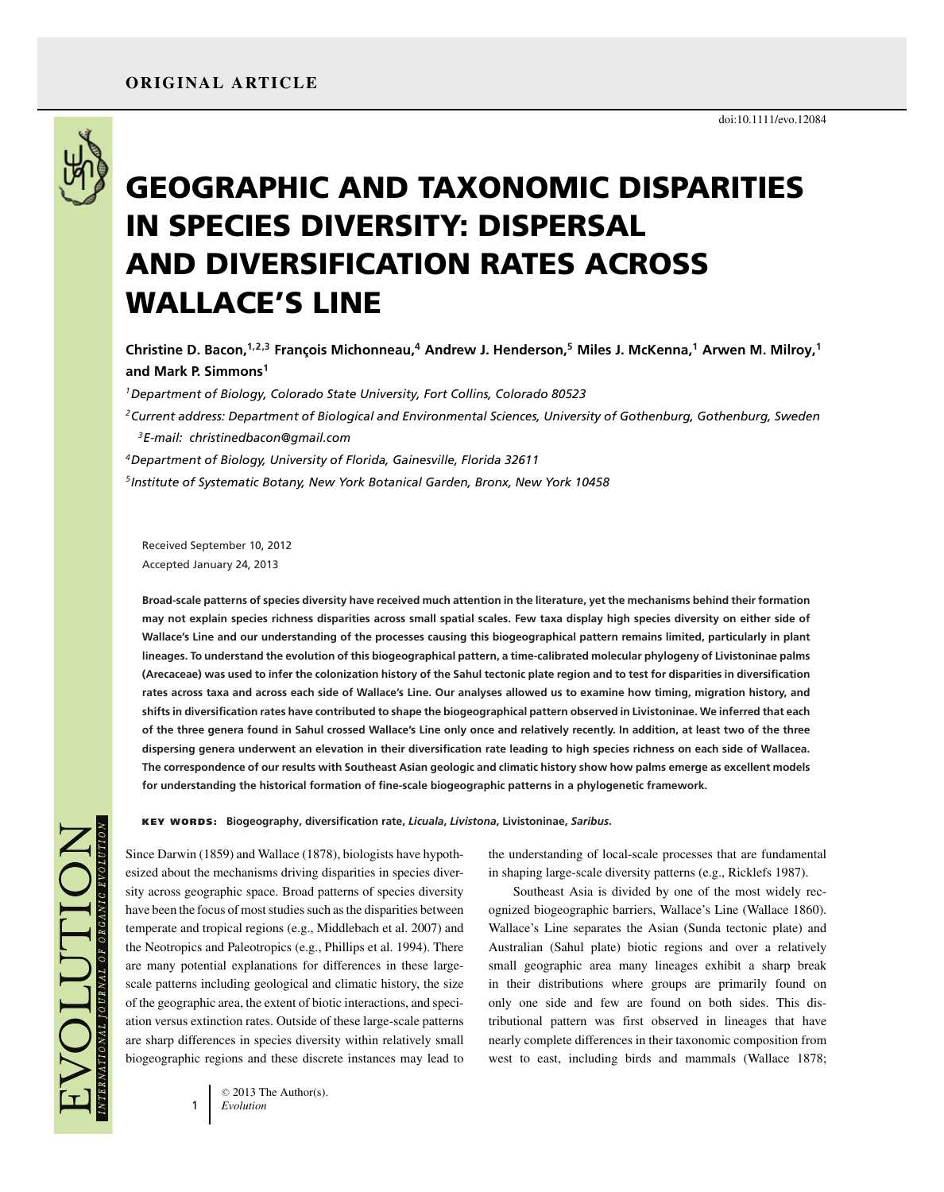ORIGINAL ARTICLE

doi:10.1111/evo.12084

# GEOGRAPHIC AND TAXONOMIC DISPARITIES IN SPECIES DIVERSITY: DISPERSAL AND DIVERSIFICATION RATES ACROSS WALLACE'S LINE

**Christine D. Bacon,[1,2,3] François Michonneau,[4] Andrew J. Henderson,[5] Miles J. McKenna,[1] Arwen M. Milroy,[1] and Mark P. Simmons[1]**

[1]*Department of Biology, Colorado State University, Fort Collins, Colorado 80523*

[2]*Current address: Department of Biological and Environmental Sciences, University of Gothenburg, Gothenburg, Sweden*

[3]*E-mail: christinedbacon@gmail.com*

[4]*Department of Biology, University of Florida, Gainesville, Florida 32611*

[5]*Institute of Systematic Botany, New York Botanical Garden, Bronx, New York 10458*

Received September 10, 2012
Accepted January 24, 2013

**Broad-scale patterns of species diversity have received much attention in the literature, yet the mechanisms behind their formation may not explain species richness disparities across small spatial scales. Few taxa display high species diversity on either side of Wallace's Line and our understanding of the processes causing this biogeographical pattern remains limited, particularly in plant lineages. To understand the evolution of this biogeographical pattern, a time-calibrated molecular phylogeny of Livistoninae palms (Arecaceae) was used to infer the colonization history of the Sahul tectonic plate region and to test for disparities in diversification rates across taxa and across each side of Wallace's Line. Our analyses allowed us to examine how timing, migration history, and shifts in diversification rates have contributed to shape the biogeographical pattern observed in Livistoninae. We inferred that each of the three genera found in Sahul crossed Wallace's Line only once and relatively recently. In addition, at least two of the three dispersing genera underwent an elevation in their diversification rate leading to high species richness on each side of Wallacea. The correspondence of our results with Southeast Asian geologic and climatic history show how palms emerge as excellent models for understanding the historical formation of fine-scale biogeographic patterns in a phylogenetic framework.**

**KEY WORDS:** **Biogeography, diversification rate, *Licuala*, *Livistona*, Livistoninae, *Saribus*.**

Since Darwin (1859) and Wallace (1878), biologists have hypothesized about the mechanisms driving disparities in species diversity across geographic space. Broad patterns of species diversity have been the focus of most studies such as the disparities between temperate and tropical regions (e.g., Middlebach et al. 2007) and the Neotropics and Paleotropics (e.g., Phillips et al. 1994). There are many potential explanations for differences in these large-scale patterns including geological and climatic history, the size of the geographic area, the extent of biotic interactions, and speciation versus extinction rates. Outside of these large-scale patterns are sharp differences in species diversity within relatively small biogeographic regions and these discrete instances may lead to the understanding of local-scale processes that are fundamental in shaping large-scale diversity patterns (e.g., Ricklefs 1987).

Southeast Asia is divided by one of the most widely recognized biogeographic barriers, Wallace's Line (Wallace 1860). Wallace's Line separates the Asian (Sunda tectonic plate) and Australian (Sahul plate) biotic regions and over a relatively small geographic area many lineages exhibit a sharp break in their distributions where groups are primarily found on only one side and few are found on both sides. This distributional pattern was first observed in lineages that have nearly complete differences in their taxonomic composition from west to east, including birds and mammals (Wallace 1878;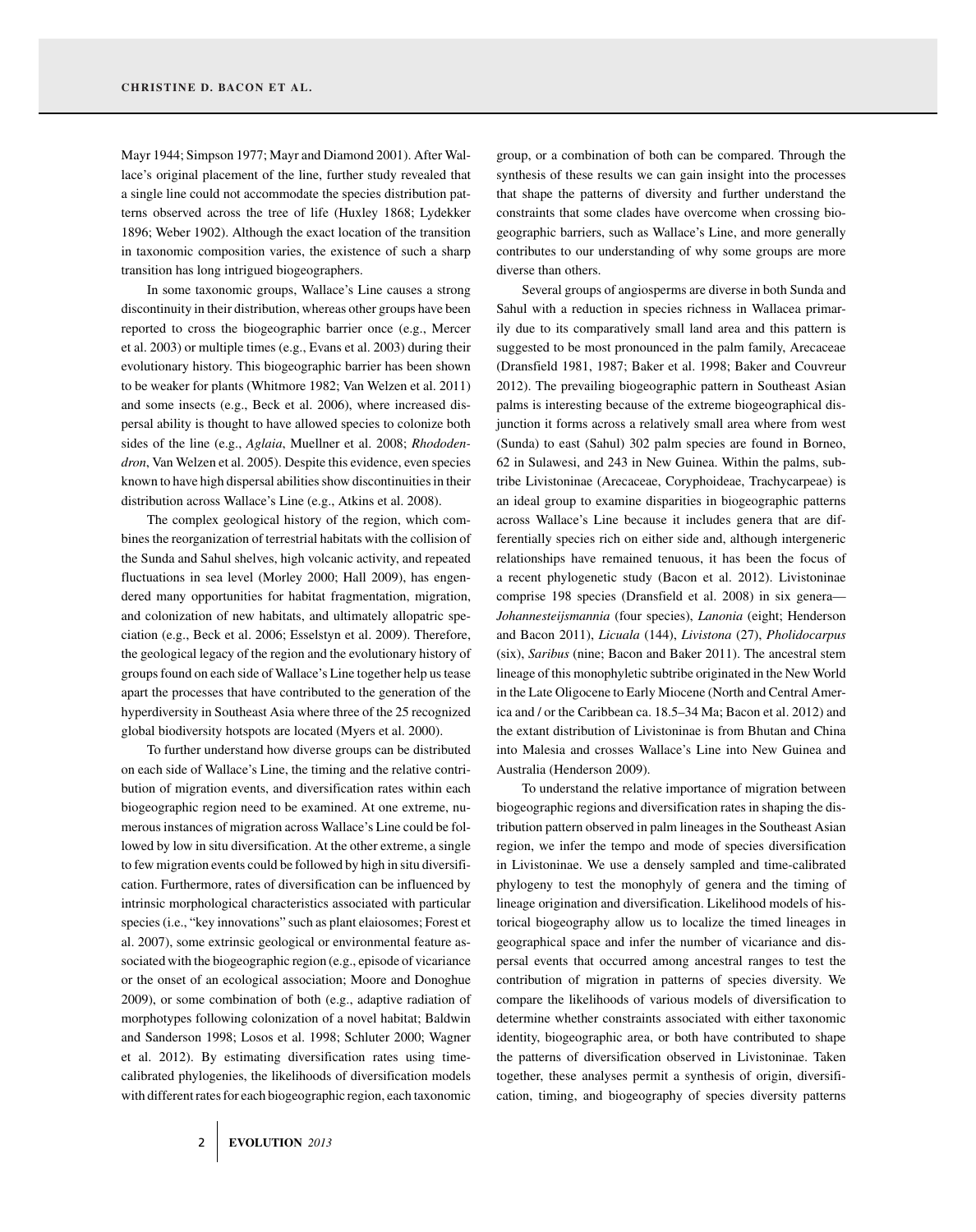Mayr 1944; Simpson 1977; Mayr and Diamond 2001). After Wallace's original placement of the line, further study revealed that a single line could not accommodate the species distribution patterns observed across the tree of life (Huxley 1868; Lydekker 1896; Weber 1902). Although the exact location of the transition in taxonomic composition varies, the existence of such a sharp transition has long intrigued biogeographers.

In some taxonomic groups, Wallace's Line causes a strong discontinuity in their distribution, whereas other groups have been reported to cross the biogeographic barrier once (e.g., Mercer et al. 2003) or multiple times (e.g., Evans et al. 2003) during their evolutionary history. This biogeographic barrier has been shown to be weaker for plants (Whitmore 1982; Van Welzen et al. 2011) and some insects (e.g., Beck et al. 2006), where increased dispersal ability is thought to have allowed species to colonize both sides of the line (e.g., *Aglaia*, Muellner et al. 2008; *Rhododendron*, Van Welzen et al. 2005). Despite this evidence, even species known to have high dispersal abilities show discontinuities in their distribution across Wallace's Line (e.g., Atkins et al. 2008).

The complex geological history of the region, which combines the reorganization of terrestrial habitats with the collision of the Sunda and Sahul shelves, high volcanic activity, and repeated fluctuations in sea level (Morley 2000; Hall 2009), has engendered many opportunities for habitat fragmentation, migration, and colonization of new habitats, and ultimately allopatric speciation (e.g., Beck et al. 2006; Esselstyn et al. 2009). Therefore, the geological legacy of the region and the evolutionary history of groups found on each side of Wallace's Line together help us tease apart the processes that have contributed to the generation of the hyperdiversity in Southeast Asia where three of the 25 recognized global biodiversity hotspots are located (Myers et al. 2000).

To further understand how diverse groups can be distributed on each side of Wallace's Line, the timing and the relative contribution of migration events, and diversification rates within each biogeographic region need to be examined. At one extreme, numerous instances of migration across Wallace's Line could be followed by low in situ diversification. At the other extreme, a single to few migration events could be followed by high in situ diversification. Furthermore, rates of diversification can be influenced by intrinsic morphological characteristics associated with particular species (i.e., "key innovations" such as plant elaiosomes; Forest et al. 2007), some extrinsic geological or environmental feature associated with the biogeographic region (e.g., episode of vicariance or the onset of an ecological association; Moore and Donoghue 2009), or some combination of both (e.g., adaptive radiation of morphotypes following colonization of a novel habitat; Baldwin and Sanderson 1998; Losos et al. 1998; Schluter 2000; Wagner et al. 2012). By estimating diversification rates using time-calibrated phylogenies, the likelihoods of diversification models with different rates for each biogeographic region, each taxonomic group, or a combination of both can be compared. Through the synthesis of these results we can gain insight into the processes that shape the patterns of diversity and further understand the constraints that some clades have overcome when crossing biogeographic barriers, such as Wallace's Line, and more generally contributes to our understanding of why some groups are more diverse than others.

Several groups of angiosperms are diverse in both Sunda and Sahul with a reduction in species richness in Wallacea primarily due to its comparatively small land area and this pattern is suggested to be most pronounced in the palm family, Arecaceae (Dransfield 1981, 1987; Baker et al. 1998; Baker and Couvreur 2012). The prevailing biogeographic pattern in Southeast Asian palms is interesting because of the extreme biogeographical disjunction it forms across a relatively small area where from west (Sunda) to east (Sahul) 302 palm species are found in Borneo, 62 in Sulawesi, and 243 in New Guinea. Within the palms, subtribe Livistoninae (Arecaceae, Coryphoideae, Trachycarpeae) is an ideal group to examine disparities in biogeographic patterns across Wallace's Line because it includes genera that are differentially species rich on either side and, although intergeneric relationships have remained tenuous, it has been the focus of a recent phylogenetic study (Bacon et al. 2012). Livistoninae comprise 198 species (Dransfield et al. 2008) in six genera—*Johannesteijsmannia* (four species), *Lanonia* (eight; Henderson and Bacon 2011), *Licuala* (144), *Livistona* (27), *Pholidocarpus* (six), *Saribus* (nine; Bacon and Baker 2011). The ancestral stem lineage of this monophyletic subtribe originated in the New World in the Late Oligocene to Early Miocene (North and Central America and / or the Caribbean ca. 18.5–34 Ma; Bacon et al. 2012) and the extant distribution of Livistoninae is from Bhutan and China into Malesia and crosses Wallace's Line into New Guinea and Australia (Henderson 2009).

To understand the relative importance of migration between biogeographic regions and diversification rates in shaping the distribution pattern observed in palm lineages in the Southeast Asian region, we infer the tempo and mode of species diversification in Livistoninae. We use a densely sampled and time-calibrated phylogeny to test the monophyly of genera and the timing of lineage origination and diversification. Likelihood models of historical biogeography allow us to localize the timed lineages in geographical space and infer the number of vicariance and dispersal events that occurred among ancestral ranges to test the contribution of migration in patterns of species diversity. We compare the likelihoods of various models of diversification to determine whether constraints associated with either taxonomic identity, biogeographic area, or both have contributed to shape the patterns of diversification observed in Livistoninae. Taken together, these analyses permit a synthesis of origin, diversification, timing, and biogeography of species diversity patterns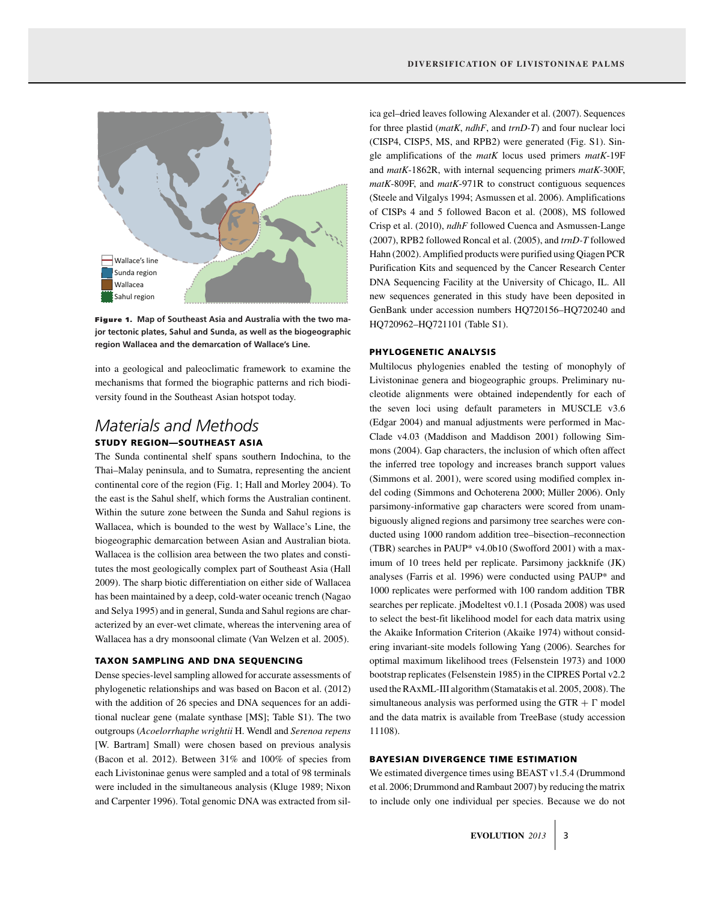Figure 1. Map of Southeast Asia and Australia with the two major tectonic plates, Sahul and Sunda, as well as the biogeographic region Wallacea and the demarcation of Wallace's Line.

into a geological and paleoclimatic framework to examine the mechanisms that formed the biographic patterns and rich biodiversity found in the Southeast Asian hotspot today.

## Materials and Methods

### STUDY REGION—SOUTHEAST ASIA

The Sunda continental shelf spans southern Indochina, to the Thai–Malay peninsula, and to Sumatra, representing the ancient continental core of the region (Fig. 1; Hall and Morley 2004). To the east is the Sahul shelf, which forms the Australian continent. Within the suture zone between the Sunda and Sahul regions is Wallacea, which is bounded to the west by Wallace's Line, the biogeographic demarcation between Asian and Australian biota. Wallacea is the collision area between the two plates and constitutes the most geologically complex part of Southeast Asia (Hall 2009). The sharp biotic differentiation on either side of Wallacea has been maintained by a deep, cold-water oceanic trench (Nagao and Selya 1995) and in general, Sunda and Sahul regions are characterized by an ever-wet climate, whereas the intervening area of Wallacea has a dry monsoonal climate (Van Welzen et al. 2005).

### TAXON SAMPLING AND DNA SEQUENCING

Dense species-level sampling allowed for accurate assessments of phylogenetic relationships and was based on Bacon et al. (2012) with the addition of 26 species and DNA sequences for an additional nuclear gene (malate synthase [MS]; Table S1). The two outgroups (*Acoelorrhaphe wrightii* H. Wendl and *Serenoa repens* [W. Bartram] Small) were chosen based on previous analysis (Bacon et al. 2012). Between 31% and 100% of species from each Livistoninae genus were sampled and a total of 98 terminals were included in the simultaneous analysis (Kluge 1989; Nixon and Carpenter 1996). Total genomic DNA was extracted from silica gel–dried leaves following Alexander et al. (2007). Sequences for three plastid (*matK*, *ndhF*, and *trnD-T*) and four nuclear loci (CISP4, CISP5, MS, and RPB2) were generated (Fig. S1). Single amplifications of the *matK* locus used primers *matK*-19F and *matK*-1862R, with internal sequencing primers *matK*-300F, *matK*-809F, and *matK*-971R to construct contiguous sequences (Steele and Vilgalys 1994; Asmussen et al. 2006). Amplifications of CISPs 4 and 5 followed Bacon et al. (2008), MS followed Crisp et al. (2010), *ndhF* followed Cuenca and Asmussen-Lange (2007), RPB2 followed Roncal et al. (2005), and *trnD-T* followed Hahn (2002). Amplified products were purified using Qiagen PCR Purification Kits and sequenced by the Cancer Research Center DNA Sequencing Facility at the University of Chicago, IL. All new sequences generated in this study have been deposited in GenBank under accession numbers HQ720156–HQ720240 and HQ720962–HQ721101 (Table S1).

### PHYLOGENETIC ANALYSIS

Multilocus phylogenies enabled the testing of monophyly of Livistoninae genera and biogeographic groups. Preliminary nucleotide alignments were obtained independently for each of the seven loci using default parameters in MUSCLE v3.6 (Edgar 2004) and manual adjustments were performed in MacClade v4.03 (Maddison and Maddison 2001) following Simmons (2004). Gap characters, the inclusion of which often affect the inferred tree topology and increases branch support values (Simmons et al. 2001), were scored using modified complex indel coding (Simmons and Ochoterena 2000; Müller 2006). Only parsimony-informative gap characters were scored from unambiguously aligned regions and parsimony tree searches were conducted using 1000 random addition tree–bisection–reconnection (TBR) searches in PAUP* v4.0b10 (Swofford 2001) with a maximum of 10 trees held per replicate. Parsimony jackknife (JK) analyses (Farris et al. 1996) were conducted using PAUP* and 1000 replicates were performed with 100 random addition TBR searches per replicate. jModeltest v0.1.1 (Posada 2008) was used to select the best-fit likelihood model for each data matrix using the Akaike Information Criterion (Akaike 1974) without considering invariant-site models following Yang (2006). Searches for optimal maximum likelihood trees (Felsenstein 1973) and 1000 bootstrap replicates (Felsenstein 1985) in the CIPRES Portal v2.2 used the RAxML-III algorithm (Stamatakis et al. 2005, 2008). The simultaneous analysis was performed using the GTR + $\Gamma$ model and the data matrix is available from TreeBase (study accession 11108).

### BAYESIAN DIVERGENCE TIME ESTIMATION

We estimated divergence times using BEAST v1.5.4 (Drummond et al. 2006; Drummond and Rambaut 2007) by reducing the matrix to include only one individual per species. Because we do not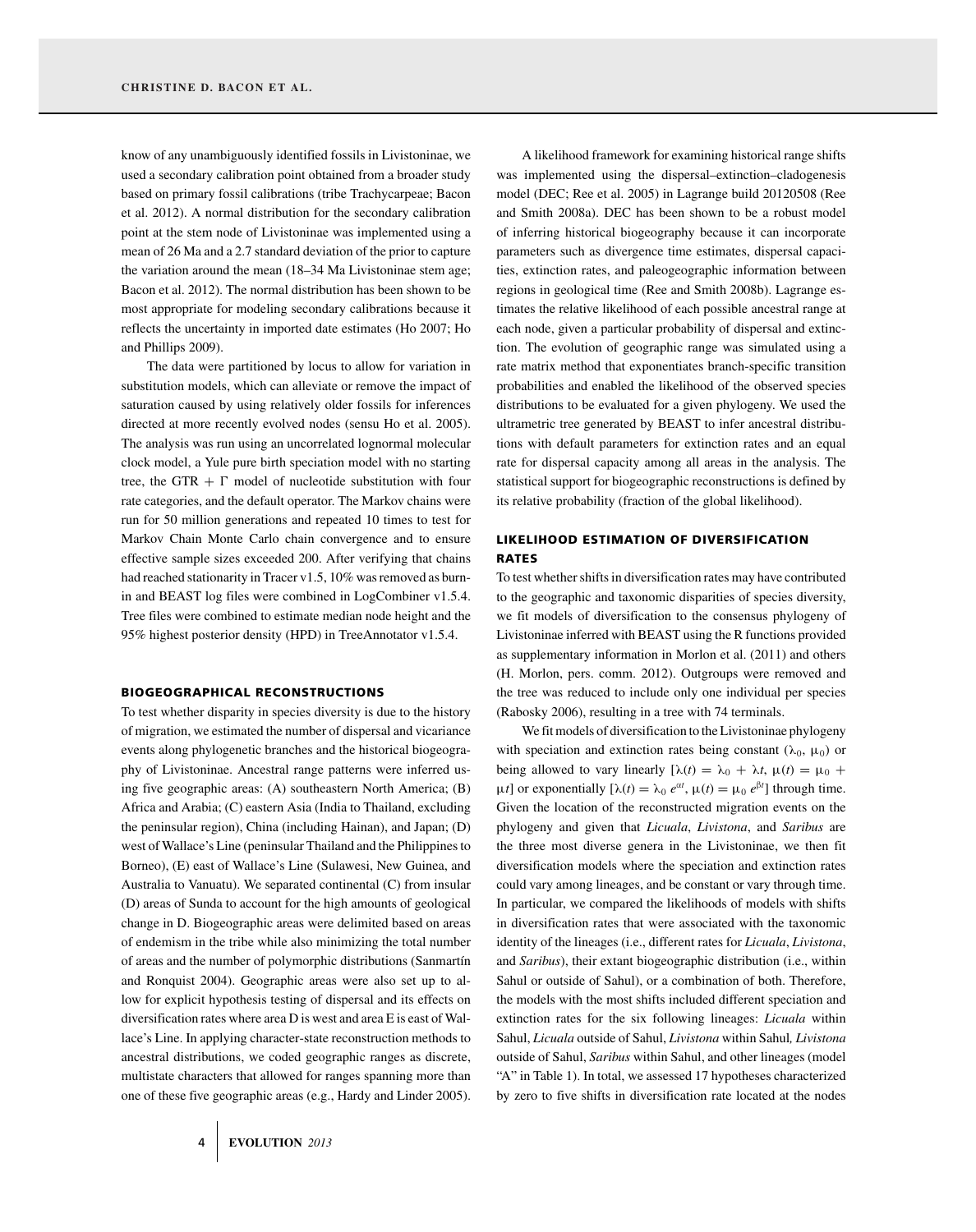know of any unambiguously identified fossils in Livistoninae, we used a secondary calibration point obtained from a broader study based on primary fossil calibrations (tribe Trachycarpeae; Bacon et al. 2012). A normal distribution for the secondary calibration point at the stem node of Livistoninae was implemented using a mean of 26 Ma and a 2.7 standard deviation of the prior to capture the variation around the mean (18–34 Ma Livistoninae stem age; Bacon et al. 2012). The normal distribution has been shown to be most appropriate for modeling secondary calibrations because it reflects the uncertainty in imported date estimates (Ho 2007; Ho and Phillips 2009).

The data were partitioned by locus to allow for variation in substitution models, which can alleviate or remove the impact of saturation caused by using relatively older fossils for inferences directed at more recently evolved nodes (sensu Ho et al. 2005). The analysis was run using an uncorrelated lognormal molecular clock model, a Yule pure birth speciation model with no starting tree, the GTR + Γ model of nucleotide substitution with four rate categories, and the default operator. The Markov chains were run for 50 million generations and repeated 10 times to test for Markov Chain Monte Carlo chain convergence and to ensure effective sample sizes exceeded 200. After verifying that chains had reached stationarity in Tracer v1.5, 10% was removed as burn-in and BEAST log files were combined in LogCombiner v1.5.4. Tree files were combined to estimate median node height and the 95% highest posterior density (HPD) in TreeAnnotator v1.5.4.

## BIOGEOGRAPHICAL RECONSTRUCTIONS

To test whether disparity in species diversity is due to the history of migration, we estimated the number of dispersal and vicariance events along phylogenetic branches and the historical biogeography of Livistoninae. Ancestral range patterns were inferred using five geographic areas: (A) southeastern North America; (B) Africa and Arabia; (C) eastern Asia (India to Thailand, excluding the peninsular region), China (including Hainan), and Japan; (D) west of Wallace's Line (peninsular Thailand and the Philippines to Borneo), (E) east of Wallace's Line (Sulawesi, New Guinea, and Australia to Vanuatu). We separated continental (C) from insular (D) areas of Sunda to account for the high amounts of geological change in D. Biogeographic areas were delimited based on areas of endemism in the tribe while also minimizing the total number of areas and the number of polymorphic distributions (Sanmartín and Ronquist 2004). Geographic areas were also set up to allow for explicit hypothesis testing of dispersal and its effects on diversification rates where area D is west and area E is east of Wallace's Line. In applying character-state reconstruction methods to ancestral distributions, we coded geographic ranges as discrete, multistate characters that allowed for ranges spanning more than one of these five geographic areas (e.g., Hardy and Linder 2005).

A likelihood framework for examining historical range shifts was implemented using the dispersal–extinction–cladogenesis model (DEC; Ree et al. 2005) in Lagrange build 20120508 (Ree and Smith 2008a). DEC has been shown to be a robust model of inferring historical biogeography because it can incorporate parameters such as divergence time estimates, dispersal capacities, extinction rates, and paleogeographic information between regions in geological time (Ree and Smith 2008b). Lagrange estimates the relative likelihood of each possible ancestral range at each node, given a particular probability of dispersal and extinction. The evolution of geographic range was simulated using a rate matrix method that exponentiates branch-specific transition probabilities and enabled the likelihood of the observed species distributions to be evaluated for a given phylogeny. We used the ultrametric tree generated by BEAST to infer ancestral distributions with default parameters for extinction rates and an equal rate for dispersal capacity among all areas in the analysis. The statistical support for biogeographic reconstructions is defined by its relative probability (fraction of the global likelihood).

## LIKELIHOOD ESTIMATION OF DIVERSIFICATION RATES

To test whether shifts in diversification rates may have contributed to the geographic and taxonomic disparities of species diversity, we fit models of diversification to the consensus phylogeny of Livistoninae inferred with BEAST using the R functions provided as supplementary information in Morlon et al. (2011) and others (H. Morlon, pers. comm. 2012). Outgroups were removed and the tree was reduced to include only one individual per species (Rabosky 2006), resulting in a tree with 74 terminals.

We fit models of diversification to the Livistoninae phylogeny with speciation and extinction rates being constant ($\lambda_0$, $\mu_0$) or being allowed to vary linearly [$\lambda(t) = \lambda_0 + \lambda t$, $\mu(t) = \mu_0 + \mu t$] or exponentially [$\lambda(t) = \lambda_0 e^{\alpha t}$, $\mu(t) = \mu_0 e^{\beta t}$] through time. Given the location of the reconstructed migration events on the phylogeny and given that *Licuala*, *Livistona*, and *Saribus* are the three most diverse genera in the Livistoninae, we then fit diversification models where the speciation and extinction rates could vary among lineages, and be constant or vary through time. In particular, we compared the likelihoods of models with shifts in diversification rates that were associated with the taxonomic identity of the lineages (i.e., different rates for *Licuala*, *Livistona*, and *Saribus*), their extant biogeographic distribution (i.e., within Sahul or outside of Sahul), or a combination of both. Therefore, the models with the most shifts included different speciation and extinction rates for the six following lineages: *Licuala* within Sahul, *Licuala* outside of Sahul, *Livistona* within Sahul, *Livistona* outside of Sahul, *Saribus* within Sahul, and other lineages (model "A" in Table 1). In total, we assessed 17 hypotheses characterized by zero to five shifts in diversification rate located at the nodes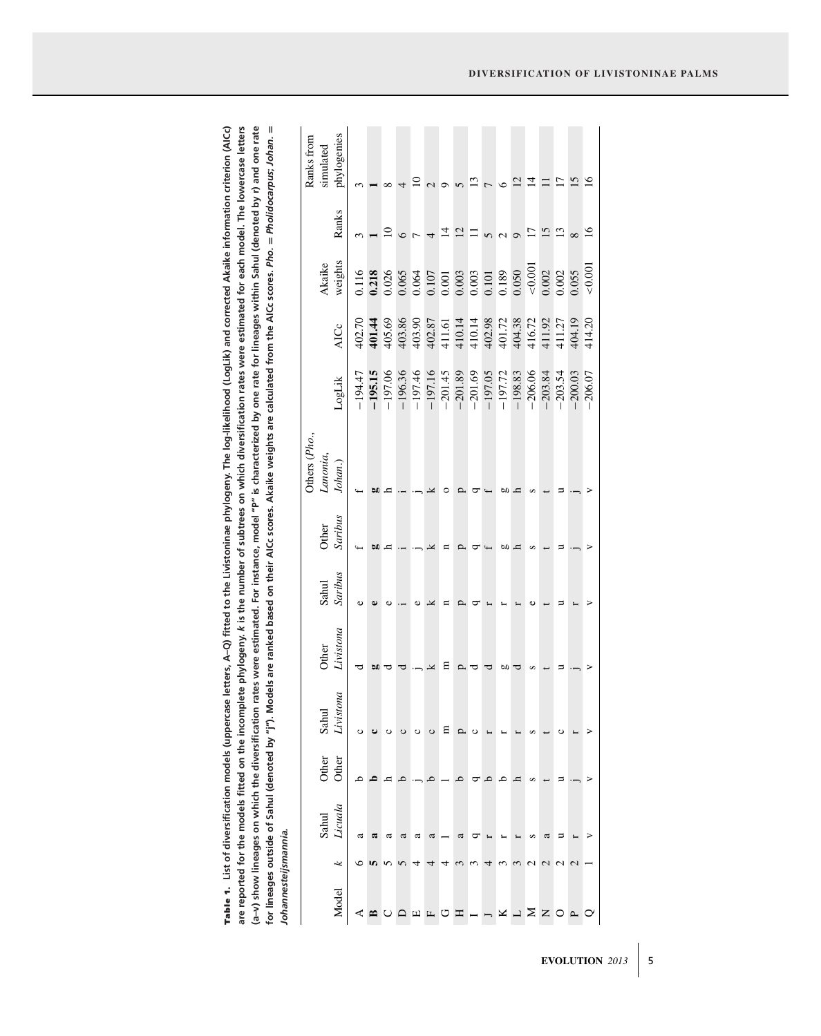**Table 1.** List of diversification models (uppercase letters, A–Q) fitted to the Livistoninae phylogeny. The log-likelihood (LogLik) and corrected Akaike information criterion (AICc) are reported for the models fitted on the incomplete phylogeny. *k* is the number of subtrees on which diversification rates were estimated for each model. The lowercase letters (a–v) show lineages on which the diversification rates were estimated. For instance, model "P" is characterized by one rate for lineages within Sahul (denoted by r) and one rate for lineages outside of Sahul (denoted by "j"). Models are ranked based on their AICc scores. Akaike weights are calculated from the AICc scores. *Pho.* = *Pholidocarpus*; *Johan.* = *Johannesteijsmannia.*

| Model | *k* | Sahul *Licuala* | Other Other | Sahul *Livistona* | Other *Livistona* | Sahul *Saribus* | Other *Saribus* | Others (*Pho.*, *Lanonia*, *Johan.*) | LogLik | AICc | Akaike weights | Ranks | Ranks from simulated phylogenies |
|---|---|---|---|---|---|---|---|---|---|---|---|---|---|
| A | 6 | a | b | c | d | e | f | f | −194.47 | 402.70 | 0.116 | 3 | 3 |
| **B** | **5** | **a** | **b** | **c** | **g** | **e** | **g** | **g** | **−195.15** | **401.44** | **0.218** | **1** | **1** |
| C | 5 | a | h | c | d | e | h | h | −197.06 | 405.69 | 0.026 | 10 | 8 |
| D | 5 | a | b | c | d | i | i | i | −196.36 | 403.86 | 0.065 | 6 | 4 |
| E | 4 | a | j | c | j | e | j | j | −197.46 | 403.90 | 0.064 | 7 | 10 |
| F | 4 | a | b | c | k | k | k | k | −197.16 | 402.87 | 0.107 | 4 | 2 |
| G | 4 | l | l | m | m | n | n | o | −201.45 | 411.61 | 0.001 | 14 | 9 |
| H | 3 | a | b | p | p | p | p | p | −201.89 | 410.14 | 0.003 | 12 | 5 |
| I | 3 | q | q | c | d | q | q | q | −201.69 | 410.14 | 0.003 | 11 | 13 |
| J | 4 | r | b | r | d | r | f | f | −197.05 | 402.98 | 0.101 | 5 | 7 |
| K | 3 | r | b | r | g | r | g | g | −197.72 | 401.72 | 0.189 | 2 | 6 |
| L | 3 | r | h | r | d | r | h | h | −198.83 | 404.38 | 0.050 | 9 | 12 |
| M | 2 | s | s | s | s | e | s | s | −206.06 | 416.72 | <0.001 | 17 | 14 |
| N | 2 | a | t | t | t | t | t | t | −203.84 | 411.92 | 0.002 | 15 | 11 |
| O | 2 | u | u | c | u | u | u | u | −203.54 | 411.27 | 0.002 | 13 | 17 |
| P | 2 | r | j | r | j | r | j | j | −200.03 | 404.19 | 0.055 | 8 | 15 |
| Q | 1 | v | v | v | v | v | v | v | −206.07 | 414.20 | <0.001 | 16 | 16 |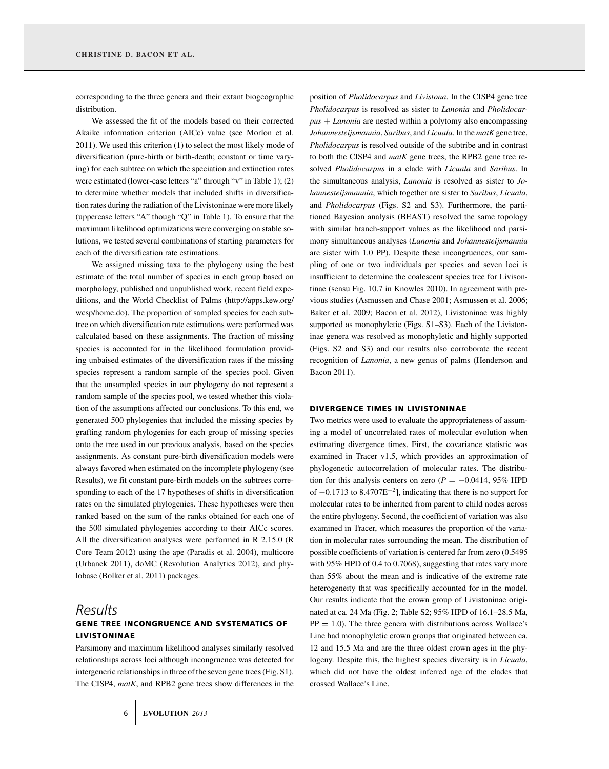corresponding to the three genera and their extant biogeographic distribution.

We assessed the fit of the models based on their corrected Akaike information criterion (AICc) value (see Morlon et al. 2011). We used this criterion (1) to select the most likely mode of diversification (pure-birth or birth-death; constant or time varying) for each subtree on which the speciation and extinction rates were estimated (lower-case letters "a" through "v" in Table 1); (2) to determine whether models that included shifts in diversification rates during the radiation of the Livistoninae were more likely (uppercase letters "A" though "Q" in Table 1). To ensure that the maximum likelihood optimizations were converging on stable solutions, we tested several combinations of starting parameters for each of the diversification rate estimations.

We assigned missing taxa to the phylogeny using the best estimate of the total number of species in each group based on morphology, published and unpublished work, recent field expeditions, and the World Checklist of Palms (http://apps.kew.org/wcsp/home.do). The proportion of sampled species for each subtree on which diversification rate estimations were performed was calculated based on these assignments. The fraction of missing species is accounted for in the likelihood formulation providing unbaised estimates of the diversification rates if the missing species represent a random sample of the species pool. Given that the unsampled species in our phylogeny do not represent a random sample of the species pool, we tested whether this violation of the assumptions affected our conclusions. To this end, we generated 500 phylogenies that included the missing species by grafting random phylogenies for each group of missing species onto the tree used in our previous analysis, based on the species assignments. As constant pure-birth diversification models were always favored when estimated on the incomplete phylogeny (see Results), we fit constant pure-birth models on the subtrees corresponding to each of the 17 hypotheses of shifts in diversification rates on the simulated phylogenies. These hypotheses were then ranked based on the sum of the ranks obtained for each one of the 500 simulated phylogenies according to their AICc scores. All the diversification analyses were performed in R 2.15.0 (R Core Team 2012) using the ape (Paradis et al. 2004), multicore (Urbanek 2011), doMC (Revolution Analytics 2012), and phylobase (Bolker et al. 2011) packages.

# Results

## GENE TREE INCONGRUENCE AND SYSTEMATICS OF LIVISTONINAE

Parsimony and maximum likelihood analyses similarly resolved relationships across loci although incongruence was detected for intergeneric relationships in three of the seven gene trees (Fig. S1). The CISP4, *matK*, and RPB2 gene trees show differences in the position of *Pholidocarpus* and *Livistona*. In the CISP4 gene tree *Pholidocarpus* is resolved as sister to *Lanonia* and *Pholidocarpus* + *Lanonia* are nested within a polytomy also encompassing *Johannesteijsmannia*, *Saribus*, and *Licuala*. In the *matK* gene tree, *Pholidocarpus* is resolved outside of the subtribe and in contrast to both the CISP4 and *matK* gene trees, the RPB2 gene tree resolved *Pholidocarpus* in a clade with *Licuala* and *Saribus*. In the simultaneous analysis, *Lanonia* is resolved as sister to *Johannesteijsmannia*, which together are sister to *Saribus*, *Licuala*, and *Pholidocarpus* (Figs. S2 and S3). Furthermore, the partitioned Bayesian analysis (BEAST) resolved the same topology with similar branch-support values as the likelihood and parsimony simultaneous analyses (*Lanonia* and *Johannesteijsmannia* are sister with 1.0 PP). Despite these incongruences, our sampling of one or two individuals per species and seven loci is insufficient to determine the coalescent species tree for Livistoninae (sensu Fig. 10.7 in Knowles 2010). In agreement with previous studies (Asmussen and Chase 2001; Asmussen et al. 2006; Baker et al. 2009; Bacon et al. 2012), Livistoninae was highly supported as monophyletic (Figs. S1–S3). Each of the Livistoninae genera was resolved as monophyletic and highly supported (Figs. S2 and S3) and our results also corroborate the recent recognition of *Lanonia*, a new genus of palms (Henderson and Bacon 2011).

## DIVERGENCE TIMES IN LIVISTONINAE

Two metrics were used to evaluate the appropriateness of assuming a model of uncorrelated rates of molecular evolution when estimating divergence times. First, the covariance statistic was examined in Tracer v1.5, which provides an approximation of phylogenetic autocorrelation of molecular rates. The distribution for this analysis centers on zero ($P = -0.0414$, 95% HPD of $-0.1713$ to $8.4707\text{E}^{-2}$], indicating that there is no support for molecular rates to be inherited from parent to child nodes across the entire phylogeny. Second, the coefficient of variation was also examined in Tracer, which measures the proportion of the variation in molecular rates surrounding the mean. The distribution of possible coefficients of variation is centered far from zero (0.5495 with 95% HPD of 0.4 to 0.7068), suggesting that rates vary more than 55% about the mean and is indicative of the extreme rate heterogeneity that was specifically accounted for in the model. Our results indicate that the crown group of Livistoninae originated at ca. 24 Ma (Fig. 2; Table S2; 95% HPD of 16.1–28.5 Ma, PP = 1.0). The three genera with distributions across Wallace's Line had monophyletic crown groups that originated between ca. 12 and 15.5 Ma and are the three oldest crown ages in the phylogeny. Despite this, the highest species diversity is in *Licuala*, which did not have the oldest inferred age of the clades that crossed Wallace's Line.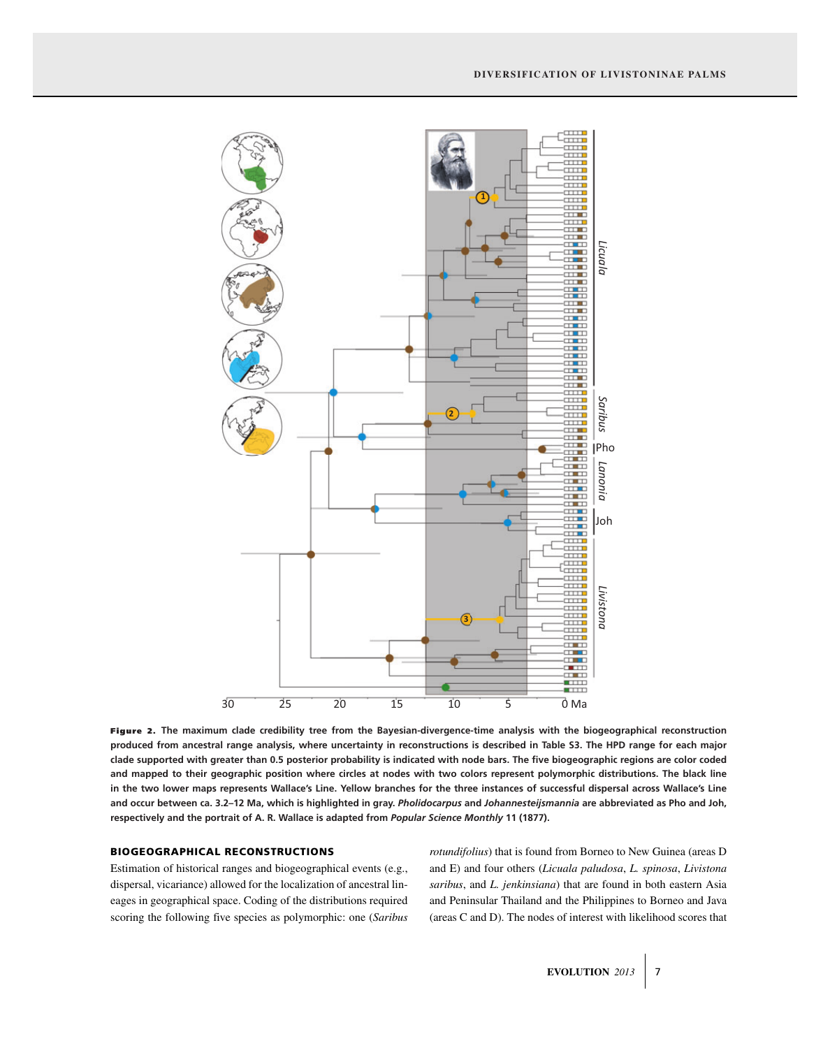**Figure 2.** The maximum clade credibility tree from the Bayesian-divergence-time analysis with the biogeographical reconstruction produced from ancestral range analysis, where uncertainty in reconstructions is described in Table S3. The HPD range for each major clade supported with greater than 0.5 posterior probability is indicated with node bars. The five biogeographic regions are color coded and mapped to their geographic position where circles at nodes with two colors represent polymorphic distributions. The black line in the two lower maps represents Wallace's Line. Yellow branches for the three instances of successful dispersal across Wallace's Line and occur between ca. 3.2–12 Ma, which is highlighted in gray. *Pholidocarpus* and *Johannesteijsmannia* are abbreviated as Pho and Joh, respectively and the portrait of A. R. Wallace is adapted from *Popular Science Monthly* 11 (1877).

## BIOGEOGRAPHICAL RECONSTRUCTIONS

Estimation of historical ranges and biogeographical events (e.g., dispersal, vicariance) allowed for the localization of ancestral lineages in geographical space. Coding of the distributions required scoring the following five species as polymorphic: one (*Saribus rotundifolius*) that is found from Borneo to New Guinea (areas D and E) and four others (*Licuala paludosa*, *L. spinosa*, *Livistona saribus*, and *L. jenkinsiana*) that are found in both eastern Asia and Peninsular Thailand and the Philippines to Borneo and Java (areas C and D). The nodes of interest with likelihood scores that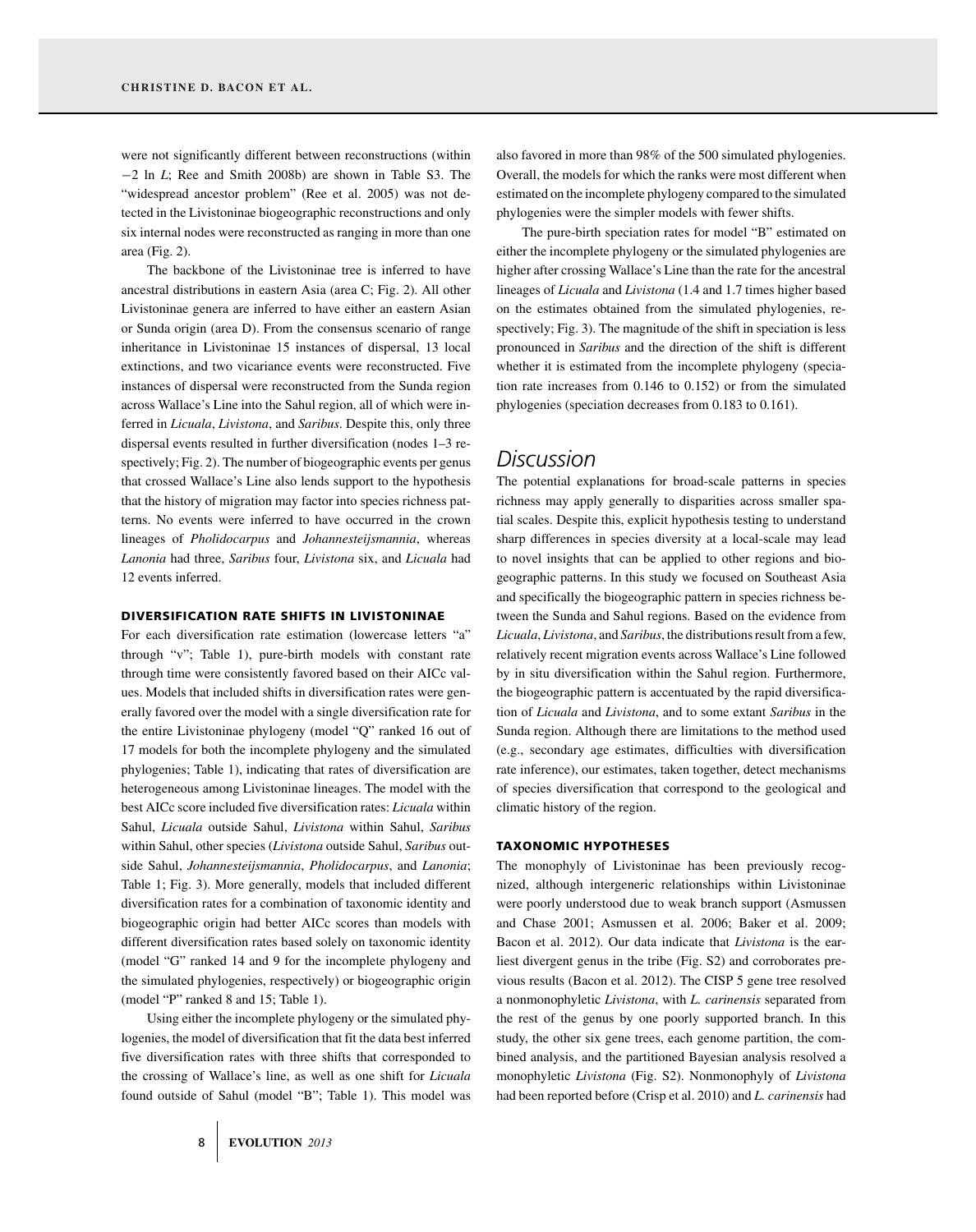were not significantly different between reconstructions (within $-2$ ln $L$; Ree and Smith 2008b) are shown in Table S3. The "widespread ancestor problem" (Ree et al. 2005) was not detected in the Livistoninae biogeographic reconstructions and only six internal nodes were reconstructed as ranging in more than one area (Fig. 2).

The backbone of the Livistoninae tree is inferred to have ancestral distributions in eastern Asia (area C; Fig. 2). All other Livistoninae genera are inferred to have either an eastern Asian or Sunda origin (area D). From the consensus scenario of range inheritance in Livistoninae 15 instances of dispersal, 13 local extinctions, and two vicariance events were reconstructed. Five instances of dispersal were reconstructed from the Sunda region across Wallace's Line into the Sahul region, all of which were inferred in *Licuala*, *Livistona*, and *Saribus*. Despite this, only three dispersal events resulted in further diversification (nodes 1–3 respectively; Fig. 2). The number of biogeographic events per genus that crossed Wallace's Line also lends support to the hypothesis that the history of migration may factor into species richness patterns. No events were inferred to have occurred in the crown lineages of *Pholidocarpus* and *Johannesteijsmannia*, whereas *Lanonia* had three, *Saribus* four, *Livistona* six, and *Licuala* had 12 events inferred.

### DIVERSIFICATION RATE SHIFTS IN LIVISTONINAE

For each diversification rate estimation (lowercase letters "a" through "v"; Table 1), pure-birth models with constant rate through time were consistently favored based on their AICc values. Models that included shifts in diversification rates were generally favored over the model with a single diversification rate for the entire Livistoninae phylogeny (model "Q" ranked 16 out of 17 models for both the incomplete phylogeny and the simulated phylogenies; Table 1), indicating that rates of diversification are heterogeneous among Livistoninae lineages. The model with the best AICc score included five diversification rates: *Licuala* within Sahul, *Licuala* outside Sahul, *Livistona* within Sahul, *Saribus* within Sahul, other species (*Livistona* outside Sahul, *Saribus* outside Sahul, *Johannesteijsmannia*, *Pholidocarpus*, and *Lanonia*; Table 1; Fig. 3). More generally, models that included different diversification rates for a combination of taxonomic identity and biogeographic origin had better AICc scores than models with different diversification rates based solely on taxonomic identity (model "G" ranked 14 and 9 for the incomplete phylogeny and the simulated phylogenies, respectively) or biogeographic origin (model "P" ranked 8 and 15; Table 1).

Using either the incomplete phylogeny or the simulated phylogenies, the model of diversification that fit the data best inferred five diversification rates with three shifts that corresponded to the crossing of Wallace's line, as well as one shift for *Licuala* found outside of Sahul (model "B"; Table 1). This model was also favored in more than 98% of the 500 simulated phylogenies. Overall, the models for which the ranks were most different when estimated on the incomplete phylogeny compared to the simulated phylogenies were the simpler models with fewer shifts.

The pure-birth speciation rates for model "B" estimated on either the incomplete phylogeny or the simulated phylogenies are higher after crossing Wallace's Line than the rate for the ancestral lineages of *Licuala* and *Livistona* (1.4 and 1.7 times higher based on the estimates obtained from the simulated phylogenies, respectively; Fig. 3). The magnitude of the shift in speciation is less pronounced in *Saribus* and the direction of the shift is different whether it is estimated from the incomplete phylogeny (speciation rate increases from 0.146 to 0.152) or from the simulated phylogenies (speciation decreases from 0.183 to 0.161).

## Discussion

The potential explanations for broad-scale patterns in species richness may apply generally to disparities across smaller spatial scales. Despite this, explicit hypothesis testing to understand sharp differences in species diversity at a local-scale may lead to novel insights that can be applied to other regions and biogeographic patterns. In this study we focused on Southeast Asia and specifically the biogeographic pattern in species richness between the Sunda and Sahul regions. Based on the evidence from *Licuala*, *Livistona*, and *Saribus*, the distributions result from a few, relatively recent migration events across Wallace's Line followed by in situ diversification within the Sahul region. Furthermore, the biogeographic pattern is accentuated by the rapid diversification of *Licuala* and *Livistona*, and to some extant *Saribus* in the Sunda region. Although there are limitations to the method used (e.g., secondary age estimates, difficulties with diversification rate inference), our estimates, taken together, detect mechanisms of species diversification that correspond to the geological and climatic history of the region.

### TAXONOMIC HYPOTHESES

The monophyly of Livistoninae has been previously recognized, although intergeneric relationships within Livistoninae were poorly understood due to weak branch support (Asmussen and Chase 2001; Asmussen et al. 2006; Baker et al. 2009; Bacon et al. 2012). Our data indicate that *Livistona* is the earliest divergent genus in the tribe (Fig. S2) and corroborates previous results (Bacon et al. 2012). The CISP 5 gene tree resolved a nonmonophyletic *Livistona*, with *L. carinensis* separated from the rest of the genus by one poorly supported branch. In this study, the other six gene trees, each genome partition, the combined analysis, and the partitioned Bayesian analysis resolved a monophyletic *Livistona* (Fig. S2). Nonmonophyly of *Livistona* had been reported before (Crisp et al. 2010) and *L. carinensis* had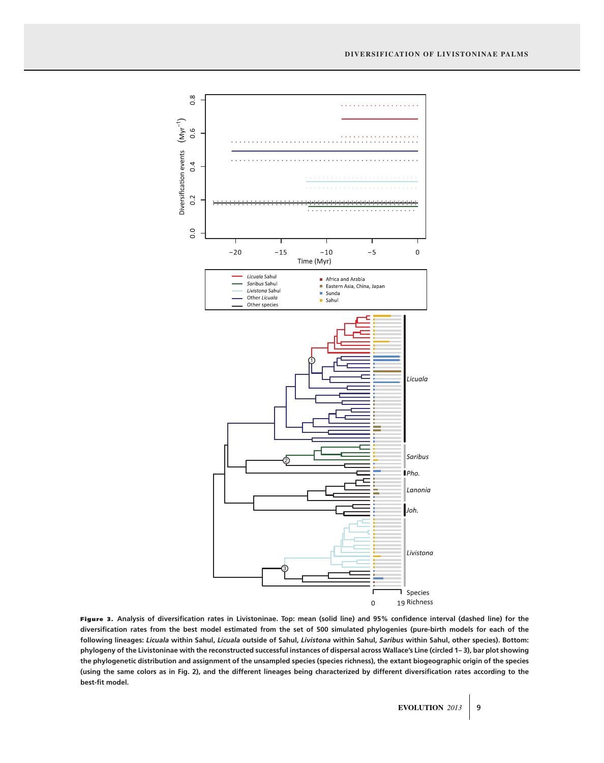**Figure 3.** Analysis of diversification rates in Livistoninae. Top: mean (solid line) and 95% confidence interval (dashed line) for the diversification rates from the best model estimated from the set of 500 simulated phylogenies (pure-birth models for each of the following lineages: *Licuala* within Sahul, *Licuala* outside of Sahul, *Livistona* within Sahul, *Saribus* within Sahul, other species). Bottom: phylogeny of the Livistoninae with the reconstructed successful instances of dispersal across Wallace's Line (circled 1–3), bar plot showing the phylogenetic distribution and assignment of the unsampled species (species richness), the extant biogeographic origin of the species (using the same colors as in Fig. 2), and the different lineages being characterized by different diversification rates according to the best-fit model.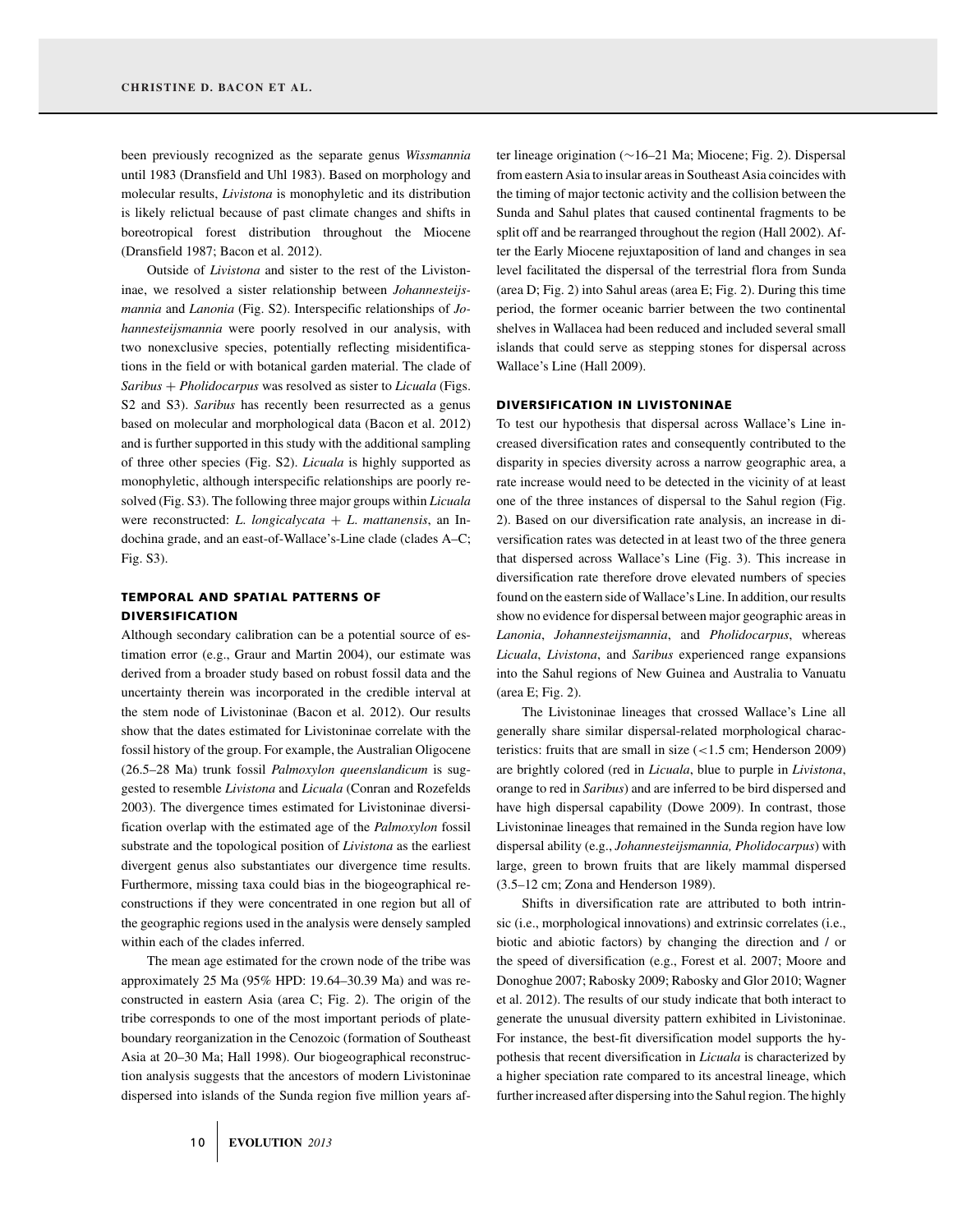been previously recognized as the separate genus *Wissmannia* until 1983 (Dransfield and Uhl 1983). Based on morphology and molecular results, *Livistona* is monophyletic and its distribution is likely relictual because of past climate changes and shifts in boreotropical forest distribution throughout the Miocene (Dransfield 1987; Bacon et al. 2012).

Outside of *Livistona* and sister to the rest of the Livistoninae, we resolved a sister relationship between *Johannesteijsmannia* and *Lanonia* (Fig. S2). Interspecific relationships of *Johannesteijsmannia* were poorly resolved in our analysis, with two nonexclusive species, potentially reflecting misidentifications in the field or with botanical garden material. The clade of *Saribus* + *Pholidocarpus* was resolved as sister to *Licuala* (Figs. S2 and S3). *Saribus* has recently been resurrected as a genus based on molecular and morphological data (Bacon et al. 2012) and is further supported in this study with the additional sampling of three other species (Fig. S2). *Licuala* is highly supported as monophyletic, although interspecific relationships are poorly resolved (Fig. S3). The following three major groups within *Licuala* were reconstructed: *L. longicalycata* + *L. mattanensis*, an Indochina grade, and an east-of-Wallace's-Line clade (clades A–C; Fig. S3).

## TEMPORAL AND SPATIAL PATTERNS OF DIVERSIFICATION

Although secondary calibration can be a potential source of estimation error (e.g., Graur and Martin 2004), our estimate was derived from a broader study based on robust fossil data and the uncertainty therein was incorporated in the credible interval at the stem node of Livistoninae (Bacon et al. 2012). Our results show that the dates estimated for Livistoninae correlate with the fossil history of the group. For example, the Australian Oligocene (26.5–28 Ma) trunk fossil *Palmoxylon queenslandicum* is suggested to resemble *Livistona* and *Licuala* (Conran and Rozefelds 2003). The divergence times estimated for Livistoninae diversification overlap with the estimated age of the *Palmoxylon* fossil substrate and the topological position of *Livistona* as the earliest divergent genus also substantiates our divergence time results. Furthermore, missing taxa could bias in the biogeographical reconstructions if they were concentrated in one region but all of the geographic regions used in the analysis were densely sampled within each of the clades inferred.

The mean age estimated for the crown node of the tribe was approximately 25 Ma (95% HPD: 19.64–30.39 Ma) and was reconstructed in eastern Asia (area C; Fig. 2). The origin of the tribe corresponds to one of the most important periods of plate-boundary reorganization in the Cenozoic (formation of Southeast Asia at 20–30 Ma; Hall 1998). Our biogeographical reconstruction analysis suggests that the ancestors of modern Livistoninae dispersed into islands of the Sunda region five million years after lineage origination (~16–21 Ma; Miocene; Fig. 2). Dispersal from eastern Asia to insular areas in Southeast Asia coincides with the timing of major tectonic activity and the collision between the Sunda and Sahul plates that caused continental fragments to be split off and be rearranged throughout the region (Hall 2002). After the Early Miocene rejuxtaposition of land and changes in sea level facilitated the dispersal of the terrestrial flora from Sunda (area D; Fig. 2) into Sahul areas (area E; Fig. 2). During this time period, the former oceanic barrier between the two continental shelves in Wallacea had been reduced and included several small islands that could serve as stepping stones for dispersal across Wallace's Line (Hall 2009).

## DIVERSIFICATION IN LIVISTONINAE

To test our hypothesis that dispersal across Wallace's Line increased diversification rates and consequently contributed to the disparity in species diversity across a narrow geographic area, a rate increase would need to be detected in the vicinity of at least one of the three instances of dispersal to the Sahul region (Fig. 2). Based on our diversification rate analysis, an increase in diversification rates was detected in at least two of the three genera that dispersed across Wallace's Line (Fig. 3). This increase in diversification rate therefore drove elevated numbers of species found on the eastern side of Wallace's Line. In addition, our results show no evidence for dispersal between major geographic areas in *Lanonia*, *Johannesteijsmannia*, and *Pholidocarpus*, whereas *Licuala*, *Livistona*, and *Saribus* experienced range expansions into the Sahul regions of New Guinea and Australia to Vanuatu (area E; Fig. 2).

The Livistoninae lineages that crossed Wallace's Line all generally share similar dispersal-related morphological characteristics: fruits that are small in size (<1.5 cm; Henderson 2009) are brightly colored (red in *Licuala*, blue to purple in *Livistona*, orange to red in *Saribus*) and are inferred to be bird dispersed and have high dispersal capability (Dowe 2009). In contrast, those Livistoninae lineages that remained in the Sunda region have low dispersal ability (e.g., *Johannesteijsmannia, Pholidocarpus*) with large, green to brown fruits that are likely mammal dispersed (3.5–12 cm; Zona and Henderson 1989).

Shifts in diversification rate are attributed to both intrinsic (i.e., morphological innovations) and extrinsic correlates (i.e., biotic and abiotic factors) by changing the direction and / or the speed of diversification (e.g., Forest et al. 2007; Moore and Donoghue 2007; Rabosky 2009; Rabosky and Glor 2010; Wagner et al. 2012). The results of our study indicate that both interact to generate the unusual diversity pattern exhibited in Livistoninae. For instance, the best-fit diversification model supports the hypothesis that recent diversification in *Licuala* is characterized by a higher speciation rate compared to its ancestral lineage, which further increased after dispersing into the Sahul region. The highly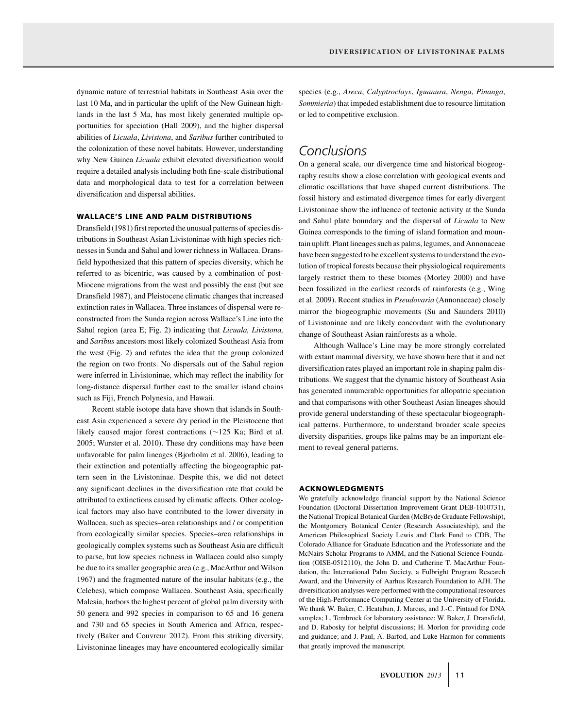dynamic nature of terrestrial habitats in Southeast Asia over the last 10 Ma, and in particular the uplift of the New Guinean highlands in the last 5 Ma, has most likely generated multiple opportunities for speciation (Hall 2009), and the higher dispersal abilities of *Licuala*, *Livistona*, and *Saribus* further contributed to the colonization of these novel habitats. However, understanding why New Guinea *Licuala* exhibit elevated diversification would require a detailed analysis including both fine-scale distributional data and morphological data to test for a correlation between diversification and dispersal abilities.

### WALLACE'S LINE AND PALM DISTRIBUTIONS

Dransfield (1981) first reported the unusual patterns of species distributions in Southeast Asian Livistoninae with high species richnesses in Sunda and Sahul and lower richness in Wallacea. Dransfield hypothesized that this pattern of species diversity, which he referred to as bicentric, was caused by a combination of post-Miocene migrations from the west and possibly the east (but see Dransfield 1987), and Pleistocene climatic changes that increased extinction rates in Wallacea. Three instances of dispersal were reconstructed from the Sunda region across Wallace's Line into the Sahul region (area E; Fig. 2) indicating that *Licuala, Livistona,* and *Saribus* ancestors most likely colonized Southeast Asia from the west (Fig. 2) and refutes the idea that the group colonized the region on two fronts. No dispersals out of the Sahul region were inferred in Livistoninae, which may reflect the inability for long-distance dispersal further east to the smaller island chains such as Fiji, French Polynesia, and Hawaii.

Recent stable isotope data have shown that islands in Southeast Asia experienced a severe dry period in the Pleistocene that likely caused major forest contractions (~125 Ka; Bird et al. 2005; Wurster et al. 2010). These dry conditions may have been unfavorable for palm lineages (Bjorholm et al. 2006), leading to their extinction and potentially affecting the biogeographic pattern seen in the Livistoninae. Despite this, we did not detect any significant declines in the diversification rate that could be attributed to extinctions caused by climatic affects. Other ecological factors may also have contributed to the lower diversity in Wallacea, such as species–area relationships and / or competition from ecologically similar species. Species–area relationships in geologically complex systems such as Southeast Asia are difficult to parse, but low species richness in Wallacea could also simply be due to its smaller geographic area (e.g., MacArthur and Wilson 1967) and the fragmented nature of the insular habitats (e.g., the Celebes), which compose Wallacea. Southeast Asia, specifically Malesia, harbors the highest percent of global palm diversity with 50 genera and 992 species in comparison to 65 and 16 genera and 730 and 65 species in South America and Africa, respectively (Baker and Couvreur 2012). From this striking diversity, Livistoninae lineages may have encountered ecologically similar species (e.g., *Areca*, *Calyptroclayx*, *Iguanura*, *Nenga*, *Pinanga*, *Sommieria*) that impeded establishment due to resource limitation or led to competitive exclusion.

## Conclusions

On a general scale, our divergence time and historical biogeography results show a close correlation with geological events and climatic oscillations that have shaped current distributions. The fossil history and estimated divergence times for early divergent Livistoninae show the influence of tectonic activity at the Sunda and Sahul plate boundary and the dispersal of *Licuala* to New Guinea corresponds to the timing of island formation and mountain uplift. Plant lineages such as palms, legumes, and Annonaceae have been suggested to be excellent systems to understand the evolution of tropical forests because their physiological requirements largely restrict them to these biomes (Morley 2000) and have been fossilized in the earliest records of rainforests (e.g., Wing et al. 2009). Recent studies in *Pseudovaria* (Annonaceae) closely mirror the biogeographic movements (Su and Saunders 2010) of Livistoninae and are likely concordant with the evolutionary change of Southeast Asian rainforests as a whole.

Although Wallace's Line may be more strongly correlated with extant mammal diversity, we have shown here that it and net diversification rates played an important role in shaping palm distributions. We suggest that the dynamic history of Southeast Asia has generated innumerable opportunities for allopatric speciation and that comparisons with other Southeast Asian lineages should provide general understanding of these spectacular biogeographical patterns. Furthermore, to understand broader scale species diversity disparities, groups like palms may be an important element to reveal general patterns.

### ACKNOWLEDGMENTS

We gratefully acknowledge financial support by the National Science Foundation (Doctoral Dissertation Improvement Grant DEB-1010731), the National Tropical Botanical Garden (McBryde Graduate Fellowship), the Montgomery Botanical Center (Research Associateship), and the American Philosophical Society Lewis and Clark Fund to CDB, The Colorado Alliance for Graduate Education and the Professoriate and the McNairs Scholar Programs to AMM, and the National Science Foundation (OISE-0512110), the John D. and Catherine T. MacArthur Foundation, the International Palm Society, a Fulbright Program Research Award, and the University of Aarhus Research Foundation to AJH. The diversification analyses were performed with the computational resources of the High-Performance Computing Center at the University of Florida. We thank W. Baker, C. Heatabun, J. Marcus, and J.-C. Pintaud for DNA samples; L. Tembrock for laboratory assistance; W. Baker, J. Dransfield, and D. Rabosky for helpful discussions; H. Morlon for providing code and guidance; and J. Paul, A. Barfod, and Luke Harmon for comments that greatly improved the manuscript.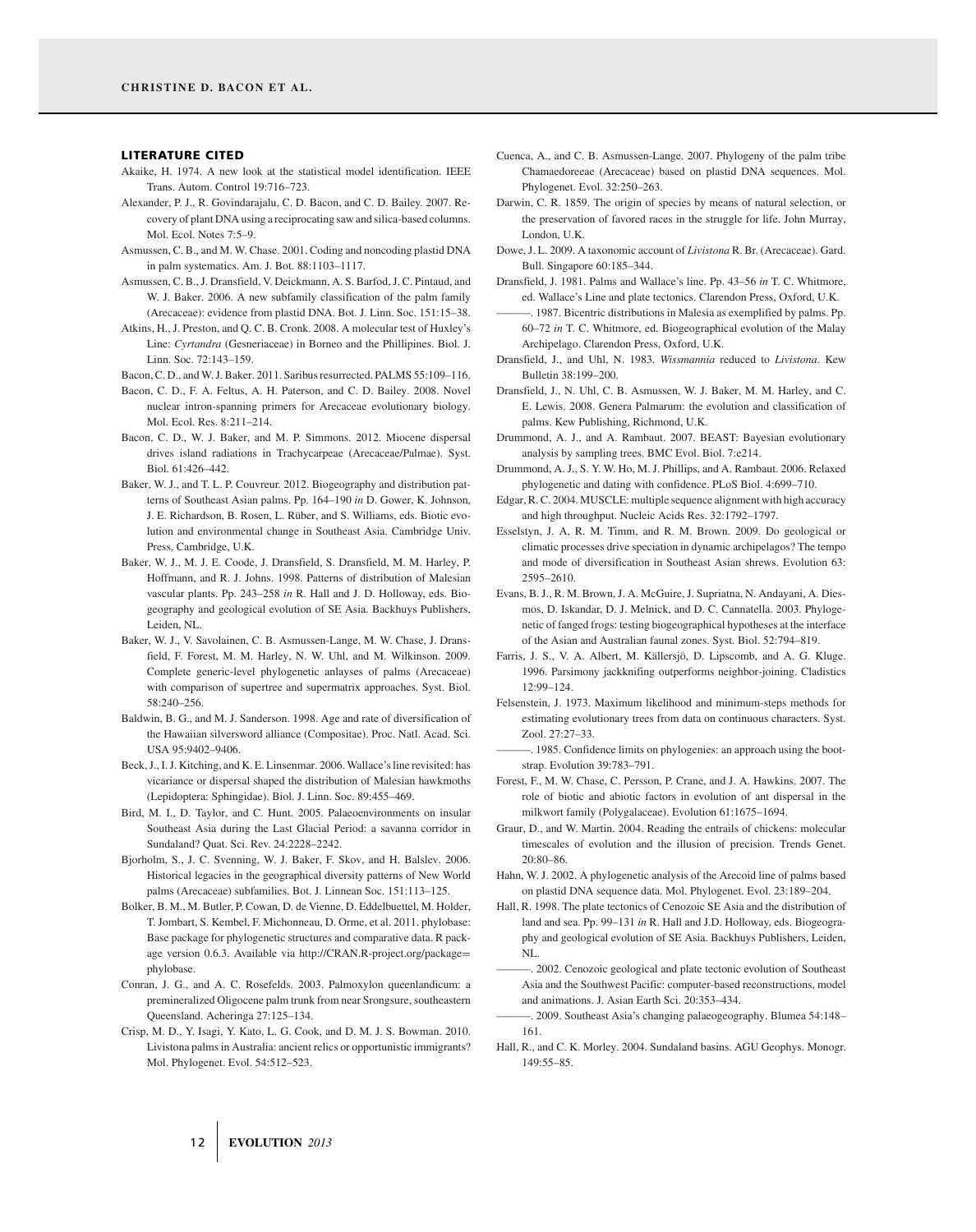## LITERATURE CITED

Akaike, H. 1974. A new look at the statistical model identification. IEEE Trans. Autom. Control 19:716–723.

Alexander, P. J., R. Govindarajalu, C. D. Bacon, and C. D. Bailey. 2007. Recovery of plant DNA using a reciprocating saw and silica-based columns. Mol. Ecol. Notes 7:5–9.

Asmussen, C. B., and M. W. Chase. 2001. Coding and noncoding plastid DNA in palm systematics. Am. J. Bot. 88:1103–1117.

Asmussen, C. B., J. Dransfield, V. Deickmann, A. S. Barfod, J. C. Pintaud, and W. J. Baker. 2006. A new subfamily classification of the palm family (Arecaceae): evidence from plastid DNA. Bot. J. Linn. Soc. 151:15–38.

Atkins, H., J. Preston, and Q. C. B. Cronk. 2008. A molecular test of Huxley's Line: *Cyrtandra* (Gesneriaceae) in Borneo and the Phillipines. Biol. J. Linn. Soc. 72:143–159.

Bacon, C. D., and W. J. Baker. 2011. Saribus resurrected. PALMS 55:109–116.

Bacon, C. D., F. A. Feltus, A. H. Paterson, and C. D. Bailey. 2008. Novel nuclear intron-spanning primers for Arecaceae evolutionary biology. Mol. Ecol. Res. 8:211–214.

Bacon, C. D., W. J. Baker, and M. P. Simmons. 2012. Miocene dispersal drives island radiations in Trachycarpeae (Arecaceae/Palmae). Syst. Biol. 61:426–442.

Baker, W. J., and T. L. P. Couvreur. 2012. Biogeography and distribution patterns of Southeast Asian palms. Pp. 164–190 *in* D. Gower, K. Johnson, J. E. Richardson, B. Rosen, L. Rüber, and S. Williams, eds. Biotic evolution and environmental change in Southeast Asia. Cambridge Univ. Press, Cambridge, U.K.

Baker, W. J., M. J. E. Coode, J. Dransfield, S. Dransfield, M. M. Harley, P. Hoffmann, and R. J. Johns. 1998. Patterns of distribution of Malesian vascular plants. Pp. 243–258 *in* R. Hall and J. D. Holloway, eds. Biogeography and geological evolution of SE Asia. Backhuys Publishers, Leiden, NL.

Baker, W. J., V. Savolainen, C. B. Asmussen-Lange, M. W. Chase, J. Dransfield, F. Forest, M. M. Harley, N. W. Uhl, and M. Wilkinson. 2009. Complete generic-level phylogenetic anlayses of palms (Arecaceae) with comparison of supertree and supermatrix approaches. Syst. Biol. 58:240–256.

Baldwin, B. G., and M. J. Sanderson. 1998. Age and rate of diversification of the Hawaiian silversword alliance (Compositae). Proc. Natl. Acad. Sci. USA 95:9402–9406.

Beck, J., I. J. Kitching, and K. E. Linsenmar. 2006. Wallace's line revisited: has vicariance or dispersal shaped the distribution of Malesian hawkmoths (Lepidoptera: Sphingidae). Biol. J. Linn. Soc. 89:455–469.

Bird, M. I., D. Taylor, and C. Hunt. 2005. Palaeoenvironments on insular Southeast Asia during the Last Glacial Period: a savanna corridor in Sundaland? Quat. Sci. Rev. 24:2228–2242.

Bjorholm, S., J. C. Svenning, W. J. Baker, F. Skov, and H. Balslev. 2006. Historical legacies in the geographical diversity patterns of New World palms (Arecaceae) subfamilies. Bot. J. Linnean Soc. 151:113–125.

Bolker, B. M., M. Butler, P. Cowan, D. de Vienne, D. Eddelbuettel, M. Holder, T. Jombart, S. Kembel, F. Michonneau, D. Orme, et al. 2011. phylobase: Base package for phylogenetic structures and comparative data. R package version 0.6.3. Available via http://CRAN.R-project.org/package=phylobase.

Conran, J. G., and A. C. Rosefelds. 2003. Palmoxylon queenlandicum: a premineralized Oligocene palm trunk from near Srongsure, southeastern Queensland. Acheringa 27:125–134.

Crisp, M. D., Y. Isagi, Y. Kato, L. G. Cook, and D. M. J. S. Bowman. 2010. Livistona palms in Australia: ancient relics or opportunistic immigrants? Mol. Phylogenet. Evol. 54:512–523.

Cuenca, A., and C. B. Asmussen-Lange. 2007. Phylogeny of the palm tribe Chamaedoreeae (Arecaceae) based on plastid DNA sequences. Mol. Phylogenet. Evol. 32:250–263.

Darwin, C. R. 1859. The origin of species by means of natural selection, or the preservation of favored races in the struggle for life. John Murray, London, U.K.

Dowe, J. L. 2009. A taxonomic account of *Livistona* R. Br. (Arecaceae). Gard. Bull. Singapore 60:185–344.

Dransfield, J. 1981. Palms and Wallace's line. Pp. 43–56 *in* T. C. Whitmore, ed. Wallace's Line and plate tectonics. Clarendon Press, Oxford, U.K.

———. 1987. Bicentric distributions in Malesia as exemplified by palms. Pp. 60–72 *in* T. C. Whitmore, ed. Biogeographical evolution of the Malay Archipelago. Clarendon Press, Oxford, U.K.

Dransfield, J., and Uhl, N. 1983. *Wissmannia* reduced to *Livistona*. Kew Bulletin 38:199–200.

Dransfield, J., N. Uhl, C. B. Asmussen, W. J. Baker, M. M. Harley, and C. E. Lewis. 2008. Genera Palmarum: the evolution and classification of palms. Kew Publishing, Richmond, U.K.

Drummond, A. J., and A. Rambaut. 2007. BEAST: Bayesian evolutionary analysis by sampling trees. BMC Evol. Biol. 7:e214.

Drummond, A. J., S. Y. W. Ho, M. J. Phillips, and A. Rambaut. 2006. Relaxed phylogenetic and dating with confidence. PLoS Biol. 4:699–710.

Edgar, R. C. 2004. MUSCLE: multiple sequence alignment with high accuracy and high throughput. Nucleic Acids Res. 32:1792–1797.

Esselstyn, J. A, R. M. Timm, and R. M. Brown. 2009. Do geological or climatic processes drive speciation in dynamic archipelagos? The tempo and mode of diversification in Southeast Asian shrews. Evolution 63: 2595–2610.

Evans, B. J., R. M. Brown, J. A. McGuire, J. Supriatna, N. Andayani, A. Diesmos, D. Iskandar, D. J. Melnick, and D. C. Cannatella. 2003. Phylogenetic of fanged frogs: testing biogeographical hypotheses at the interface of the Asian and Australian faunal zones. Syst. Biol. 52:794–819.

Farris, J. S., V. A. Albert, M. Källersjö, D. Lipscomb, and A. G. Kluge. 1996. Parsimony jackknifing outperforms neighbor-joining. Cladistics 12:99–124.

Felsenstein, J. 1973. Maximum likelihood and minimum-steps methods for estimating evolutionary trees from data on continuous characters. Syst. Zool. 27:27–33.

———. 1985. Confidence limits on phylogenies: an approach using the bootstrap. Evolution 39:783–791.

Forest, F., M. W. Chase, C. Persson, P. Crane, and J. A. Hawkins. 2007. The role of biotic and abiotic factors in evolution of ant dispersal in the milkwort family (Polygalaceae). Evolution 61:1675–1694.

Graur, D., and W. Martin. 2004. Reading the entrails of chickens: molecular timescales of evolution and the illusion of precision. Trends Genet. 20:80–86.

Hahn, W. J. 2002. A phylogenetic analysis of the Arecoid line of palms based on plastid DNA sequence data. Mol. Phylogenet. Evol. 23:189–204.

Hall, R. 1998. The plate tectonics of Cenozoic SE Asia and the distribution of land and sea. Pp. 99–131 *in* R. Hall and J.D. Holloway, eds. Biogeography and geological evolution of SE Asia. Backhuys Publishers, Leiden, NL.

———. 2002. Cenozoic geological and plate tectonic evolution of Southeast Asia and the Southwest Pacific: computer-based reconstructions, model and animations. J. Asian Earth Sci. 20:353–434.

———. 2009. Southeast Asia's changing palaeogeography. Blumea 54:148–161.

Hall, R., and C. K. Morley. 2004. Sundaland basins. AGU Geophys. Monogr. 149:55–85.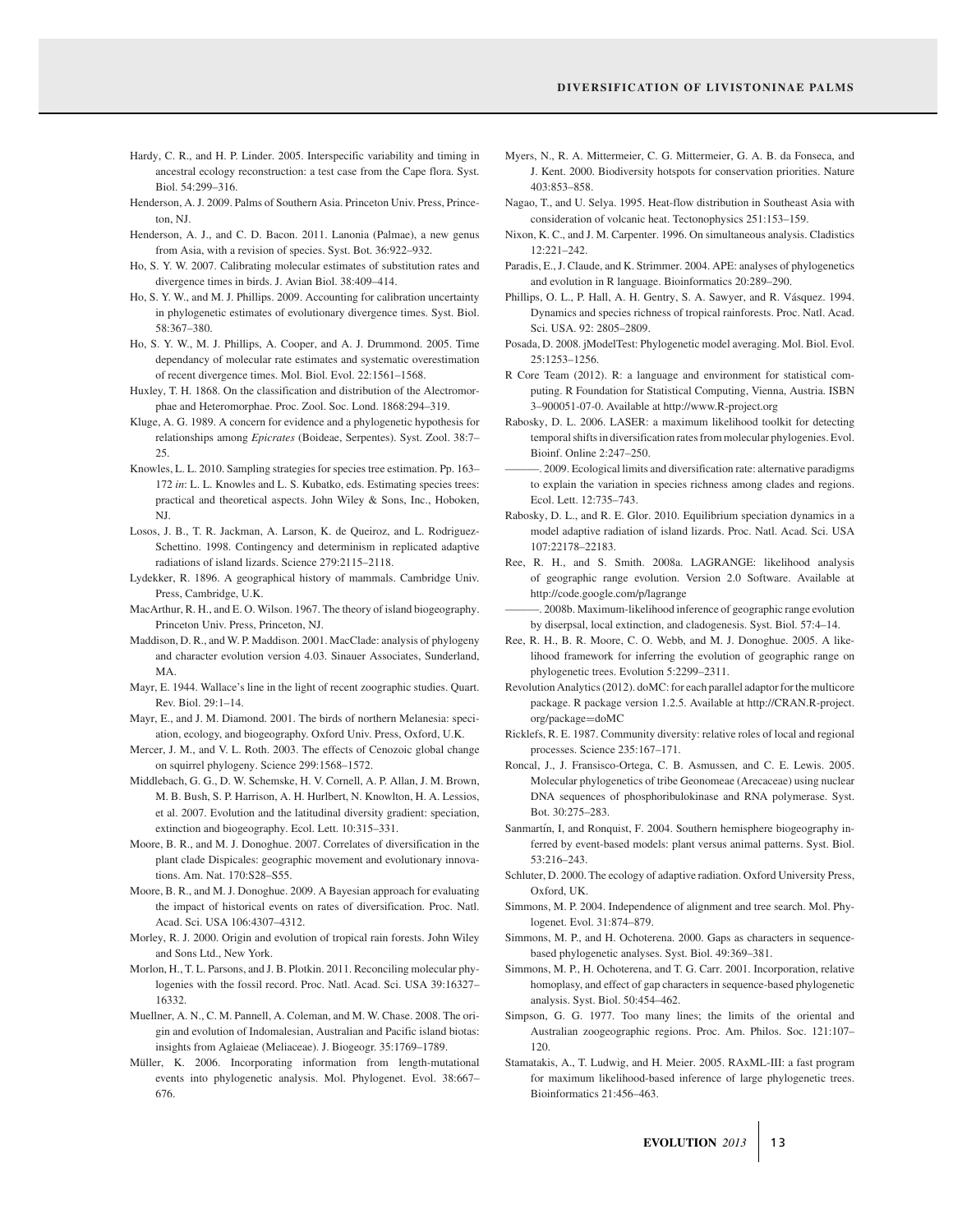Hardy, C. R., and H. P. Linder. 2005. Interspecific variability and timing in ancestral ecology reconstruction: a test case from the Cape flora. Syst. Biol. 54:299–316.

Henderson, A. J. 2009. Palms of Southern Asia. Princeton Univ. Press, Princeton, NJ.

Henderson, A. J., and C. D. Bacon. 2011. Lanonia (Palmae), a new genus from Asia, with a revision of species. Syst. Bot. 36:922–932.

Ho, S. Y. W. 2007. Calibrating molecular estimates of substitution rates and divergence times in birds. J. Avian Biol. 38:409–414.

Ho, S. Y. W., and M. J. Phillips. 2009. Accounting for calibration uncertainty in phylogenetic estimates of evolutionary divergence times. Syst. Biol. 58:367–380.

Ho, S. Y. W., M. J. Phillips, A. Cooper, and A. J. Drummond. 2005. Time dependancy of molecular rate estimates and systematic overestimation of recent divergence times. Mol. Biol. Evol. 22:1561–1568.

Huxley, T. H. 1868. On the classification and distribution of the Alectromorphae and Heteromorphae. Proc. Zool. Soc. Lond. 1868:294–319.

Kluge, A. G. 1989. A concern for evidence and a phylogenetic hypothesis for relationships among *Epicrates* (Boideae, Serpentes). Syst. Zool. 38:7–25.

Knowles, L. L. 2010. Sampling strategies for species tree estimation. Pp. 163–172 *in*: L. L. Knowles and L. S. Kubatko, eds. Estimating species trees: practical and theoretical aspects. John Wiley & Sons, Inc., Hoboken, NJ.

Losos, J. B., T. R. Jackman, A. Larson, K. de Queiroz, and L. Rodriguez-Schettino. 1998. Contingency and determinism in replicated adaptive radiations of island lizards. Science 279:2115–2118.

Lydekker, R. 1896. A geographical history of mammals. Cambridge Univ. Press, Cambridge, U.K.

MacArthur, R. H., and E. O. Wilson. 1967. The theory of island biogeography. Princeton Univ. Press, Princeton, NJ.

Maddison, D. R., and W. P. Maddison. 2001. MacClade: analysis of phylogeny and character evolution version 4.03. Sinauer Associates, Sunderland, MA.

Mayr, E. 1944. Wallace's line in the light of recent zoographic studies. Quart. Rev. Biol. 29:1–14.

Mayr, E., and J. M. Diamond. 2001. The birds of northern Melanesia: speciation, ecology, and biogeography. Oxford Univ. Press, Oxford, U.K.

Mercer, J. M., and V. L. Roth. 2003. The effects of Cenozoic global change on squirrel phylogeny. Science 299:1568–1572.

Middlebach, G. G., D. W. Schemske, H. V. Cornell, A. P. Allan, J. M. Brown, M. B. Bush, S. P. Harrison, A. H. Hurlbert, N. Knowlton, H. A. Lessios, et al. 2007. Evolution and the latitudinal diversity gradient: speciation, extinction and biogeography. Ecol. Lett. 10:315–331.

Moore, B. R., and M. J. Donoghue. 2007. Correlates of diversification in the plant clade Dispicales: geographic movement and evolutionary innovations. Am. Nat. 170:S28–S55.

Moore, B. R., and M. J. Donoghue. 2009. A Bayesian approach for evaluating the impact of historical events on rates of diversification. Proc. Natl. Acad. Sci. USA 106:4307–4312.

Morley, R. J. 2000. Origin and evolution of tropical rain forests. John Wiley and Sons Ltd., New York.

Morlon, H., T. L. Parsons, and J. B. Plotkin. 2011. Reconciling molecular phylogenies with the fossil record. Proc. Natl. Acad. Sci. USA 39:16327–16332.

Muellner, A. N., C. M. Pannell, A. Coleman, and M. W. Chase. 2008. The origin and evolution of Indomalesian, Australian and Pacific island biotas: insights from Aglaieae (Meliaceae). J. Biogeogr. 35:1769–1789.

Müller, K. 2006. Incorporating information from length-mutational events into phylogenetic analysis. Mol. Phylogenet. Evol. 38:667–676.

Myers, N., R. A. Mittermeier, C. G. Mittermeier, G. A. B. da Fonseca, and J. Kent. 2000. Biodiversity hotspots for conservation priorities. Nature 403:853–858.

Nagao, T., and U. Selya. 1995. Heat-flow distribution in Southeast Asia with consideration of volcanic heat. Tectonophysics 251:153–159.

Nixon, K. C., and J. M. Carpenter. 1996. On simultaneous analysis. Cladistics 12:221–242.

Paradis, E., J. Claude, and K. Strimmer. 2004. APE: analyses of phylogenetics and evolution in R language. Bioinformatics 20:289–290.

Phillips, O. L., P. Hall, A. H. Gentry, S. A. Sawyer, and R. Vásquez. 1994. Dynamics and species richness of tropical rainforests. Proc. Natl. Acad. Sci. USA. 92: 2805–2809.

Posada, D. 2008. jModelTest: Phylogenetic model averaging. Mol. Biol. Evol. 25:1253–1256.

R Core Team (2012). R: a language and environment for statistical computing. R Foundation for Statistical Computing, Vienna, Austria. ISBN 3–900051-07-0. Available at http://www.R-project.org

Rabosky, D. L. 2006. LASER: a maximum likelihood toolkit for detecting temporal shifts in diversification rates from molecular phylogenies. Evol. Bioinf. Online 2:247–250.

———. 2009. Ecological limits and diversification rate: alternative paradigms to explain the variation in species richness among clades and regions. Ecol. Lett. 12:735–743.

Rabosky, D. L., and R. E. Glor. 2010. Equilibrium speciation dynamics in a model adaptive radiation of island lizards. Proc. Natl. Acad. Sci. USA 107:22178–22183.

Ree, R. H., and S. Smith. 2008a. LAGRANGE: likelihood analysis of geographic range evolution. Version 2.0 Software. Available at http://code.google.com/p/lagrange

———. 2008b. Maximum-likelihood inference of geographic range evolution by dierpsal, local extinction, and cladogenesis. Syst. Biol. 57:4–14.

Ree, R. H., B. R. Moore, C. O. Webb, and M. J. Donoghue. 2005. A likelihood framework for inferring the evolution of geographic range on phylogenetic trees. Evolution 5:2299–2311.

Revolution Analytics (2012). doMC: for each parallel adaptor for the multicore package. R package version 1.2.5. Available at http://CRAN.R-project.org/package=doMC

Ricklefs, R. E. 1987. Community diversity: relative roles of local and regional processes. Science 235:167–171.

Roncal, J., J. Fransisco-Ortega, C. B. Asmussen, and C. E. Lewis. 2005. Molecular phylogenetics of tribe Geonomeae (Arecaceae) using nuclear DNA sequences of phosphoribulokinase and RNA polymerase. Syst. Bot. 30:275–283.

Sanmartín, I, and Ronquist, F. 2004. Southern hemisphere biogeography inferred by event-based models: plant versus animal patterns. Syst. Biol. 53:216–243.

Schluter, D. 2000. The ecology of adaptive radiation. Oxford University Press, Oxford, UK.

Simmons, M. P. 2004. Independence of alignment and tree search. Mol. Phylogenet. Evol. 31:874–879.

Simmons, M. P., and H. Ochoterena. 2000. Gaps as characters in sequence-based phylogenetic analyses. Syst. Biol. 49:369–381.

Simmons, M. P., H. Ochoterena, and T. G. Carr. 2001. Incorporation, relative homoplasy, and effect of gap characters in sequence-based phylogenetic analysis. Syst. Biol. 50:454–462.

Simpson, G. G. 1977. Too many lines; the limits of the oriental and Australian zoogeographic regions. Proc. Am. Philos. Soc. 121:107–120.

Stamatakis, A., T. Ludwig, and H. Meier. 2005. RAxML-III: a fast program for maximum likelihood-based inference of large phylogenetic trees. Bioinformatics 21:456–463.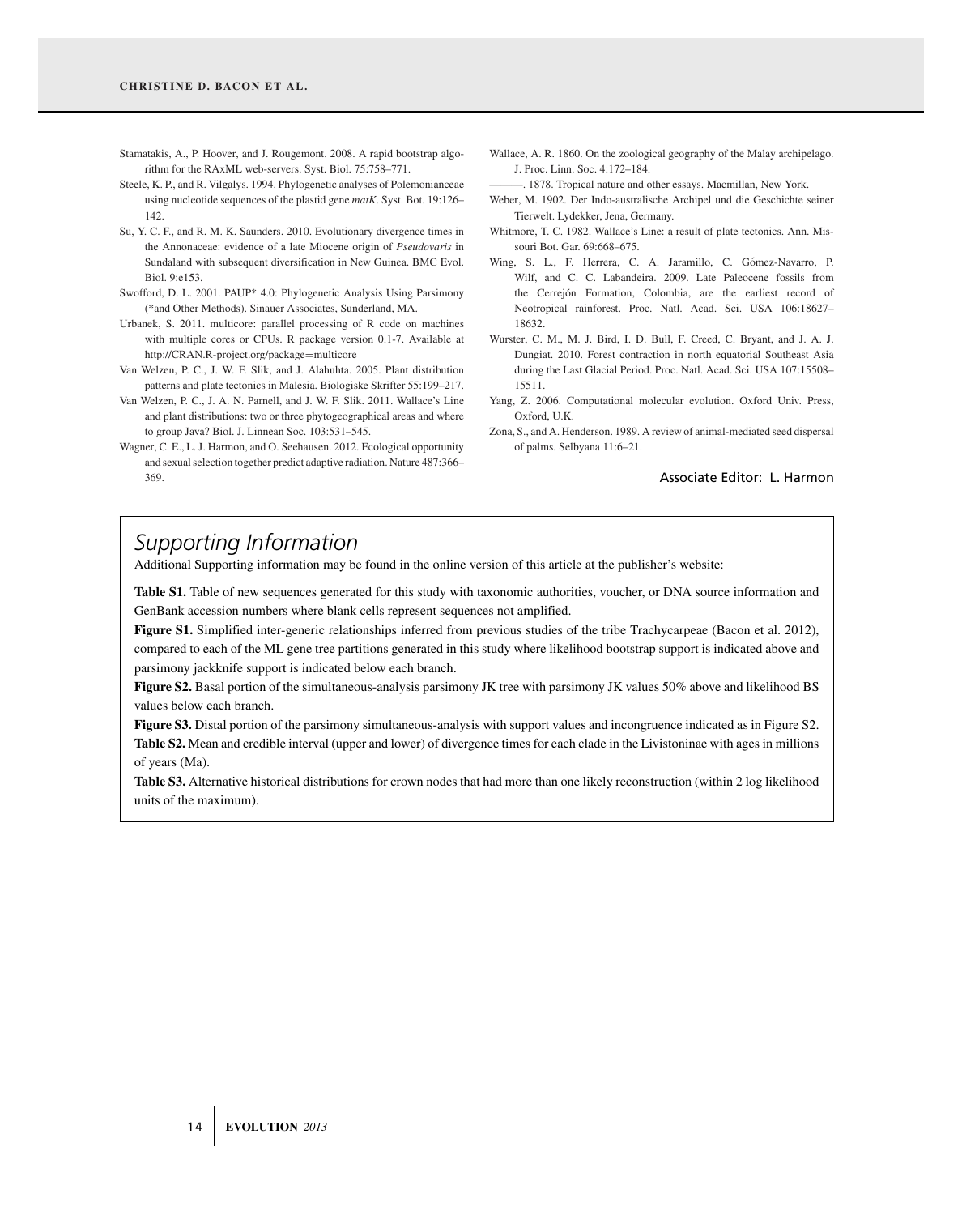Stamatakis, A., P. Hoover, and J. Rougemont. 2008. A rapid bootstrap algorithm for the RAxML web-servers. Syst. Biol. 75:758–771.

Steele, K. P., and R. Vilgalys. 1994. Phylogenetic analyses of Polemonianceae using nucleotide sequences of the plastid gene *matK*. Syst. Bot. 19:126–142.

Su, Y. C. F., and R. M. K. Saunders. 2010. Evolutionary divergence times in the Annonaceae: evidence of a late Miocene origin of *Pseudovaris* in Sundaland with subsequent diversification in New Guinea. BMC Evol. Biol. 9:e153.

Swofford, D. L. 2001. PAUP* 4.0: Phylogenetic Analysis Using Parsimony (*and Other Methods). Sinauer Associates, Sunderland, MA.

Urbanek, S. 2011. multicore: parallel processing of R code on machines with multiple cores or CPUs. R package version 0.1-7. Available at http://CRAN.R-project.org/package=multicore

Van Welzen, P. C., J. W. F. Slik, and J. Alahuhta. 2005. Plant distribution patterns and plate tectonics in Malesia. Biologiske Skrifter 55:199–217.

Van Welzen, P. C., J. A. N. Parnell, and J. W. F. Slik. 2011. Wallace's Line and plant distributions: two or three phytogeographical areas and where to group Java? Biol. J. Linnean Soc. 103:531–545.

Wagner, C. E., L. J. Harmon, and O. Seehausen. 2012. Ecological opportunity and sexual selection together predict adaptive radiation. Nature 487:366–369.

Wallace, A. R. 1860. On the zoological geography of the Malay archipelago. J. Proc. Linn. Soc. 4:172–184.

———. 1878. Tropical nature and other essays. Macmillan, New York.

Weber, M. 1902. Der Indo-australische Archipel und die Geschichte seiner Tierwelt. Lydekker, Jena, Germany.

Whitmore, T. C. 1982. Wallace's Line: a result of plate tectonics. Ann. Missouri Bot. Gar. 69:668–675.

Wing, S. L., F. Herrera, C. A. Jaramillo, C. Gómez-Navarro, P. Wilf, and C. C. Labandeira. 2009. Late Paleocene fossils from the Cerrejón Formation, Colombia, are the earliest record of Neotropical rainforest. Proc. Natl. Acad. Sci. USA 106:18627–18632.

Wurster, C. M., M. J. Bird, I. D. Bull, F. Creed, C. Bryant, and J. A. J. Dungiat. 2010. Forest contraction in north equatorial Southeast Asia during the Last Glacial Period. Proc. Natl. Acad. Sci. USA 107:15508–15511.

Yang, Z. 2006. Computational molecular evolution. Oxford Univ. Press, Oxford, U.K.

Zona, S., and A. Henderson. 1989. A review of animal-mediated seed dispersal of palms. Selbyana 11:6–21.

Associate Editor: L. Harmon

## *Supporting Information*

Additional Supporting information may be found in the online version of this article at the publisher's website:

**Table S1.** Table of new sequences generated for this study with taxonomic authorities, voucher, or DNA source information and GenBank accession numbers where blank cells represent sequences not amplified.

**Figure S1.** Simplified inter-generic relationships inferred from previous studies of the tribe Trachycarpeae (Bacon et al. 2012), compared to each of the ML gene tree partitions generated in this study where likelihood bootstrap support is indicated above and parsimony jackknife support is indicated below each branch.

**Figure S2.** Basal portion of the simultaneous-analysis parsimony JK tree with parsimony JK values 50% above and likelihood BS values below each branch.

**Figure S3.** Distal portion of the parsimony simultaneous-analysis with support values and incongruence indicated as in Figure S2.

**Table S2.** Mean and credible interval (upper and lower) of divergence times for each clade in the Livistoninae with ages in millions of years (Ma).

**Table S3.** Alternative historical distributions for crown nodes that had more than one likely reconstruction (within 2 log likelihood units of the maximum).